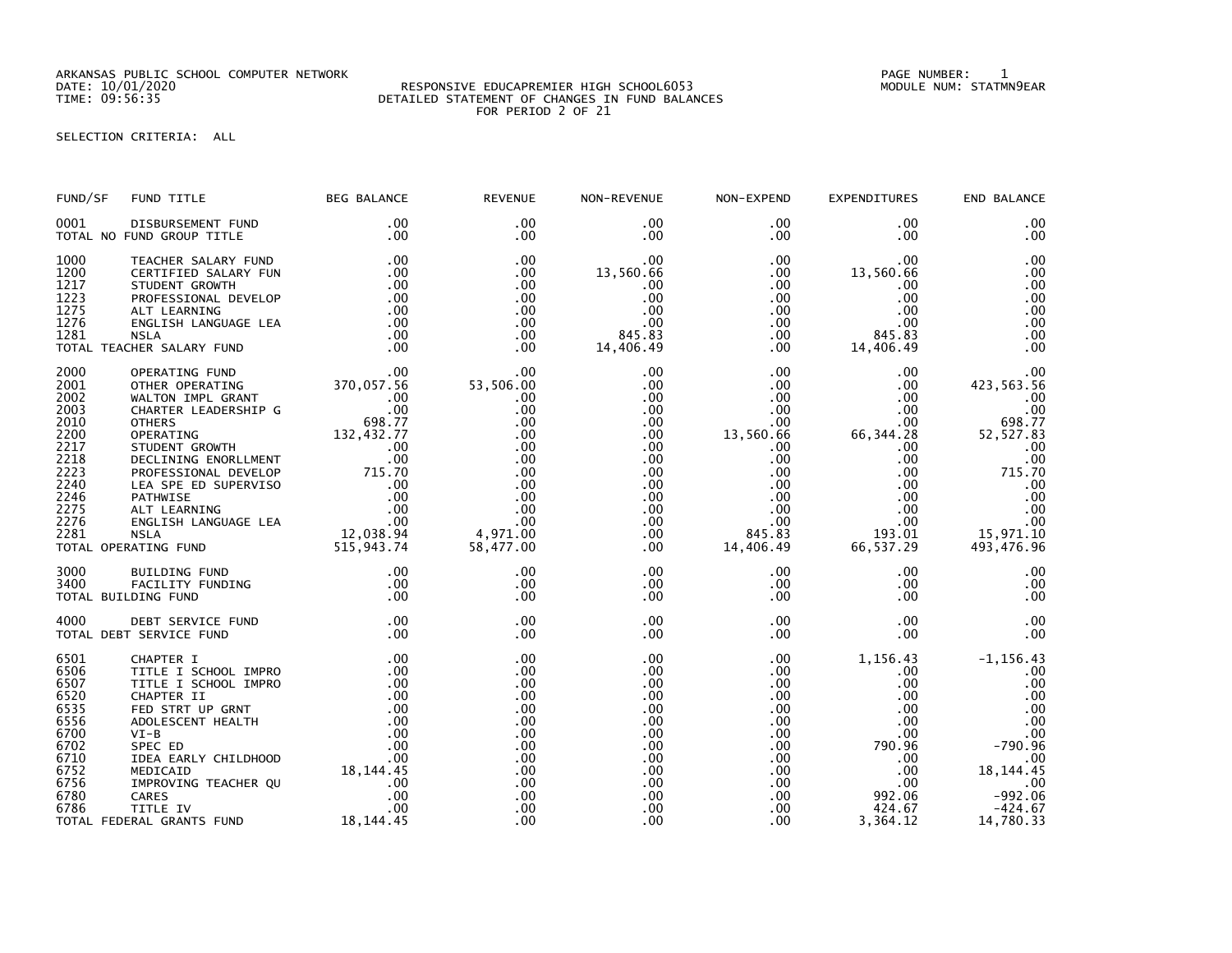ARKANSAS PUBLIC SCHOOL COMPUTER NETWORK
DATE: 10/01/2020
TIME: 09:56:35

RESPONSIVE EDUCAPREMIER HIGH SCHOOL6053
DETAILED STATEMENT OF CHANGES IN FUND BALANCES
FOR PERIOD 2 OF 21

PAGE NUMBER: 1
MODULE NUM: STATMN9EAR

SELECTION CRITERIA: ALL

| FUND/SF | FUND TITLE | BEG BALANCE | REVENUE | NON-REVENUE | NON-EXPEND | EXPENDITURES | END BALANCE |
|---|---|---|---|---|---|---|---|
| 0001 | DISBURSEMENT FUND | .00 | .00 | .00 | .00 | .00 | .00 |
| TOTAL NO FUND GROUP TITLE | | .00 | .00 | .00 | .00 | .00 | .00 |
| 1000 | TEACHER SALARY FUND | .00 | .00 | .00 | .00 | .00 | .00 |
| 1200 | CERTIFIED SALARY FUN | .00 | .00 | 13,560.66 | .00 | 13,560.66 | .00 |
| 1217 | STUDENT GROWTH | .00 | .00 | .00 | .00 | .00 | .00 |
| 1223 | PROFESSIONAL DEVELOP | .00 | .00 | .00 | .00 | .00 | .00 |
| 1275 | ALT LEARNING | .00 | .00 | .00 | .00 | .00 | .00 |
| 1276 | ENGLISH LANGUAGE LEA | .00 | .00 | .00 | .00 | .00 | .00 |
| 1281 | NSLA | .00 | .00 | 845.83 | .00 | 845.83 | .00 |
| TOTAL TEACHER SALARY FUND | | .00 | .00 | 14,406.49 | .00 | 14,406.49 | .00 |
| 2000 | OPERATING FUND | .00 | .00 | .00 | .00 | .00 | .00 |
| 2001 | OTHER OPERATING | 370,057.56 | 53,506.00 | .00 | .00 | .00 | 423,563.56 |
| 2002 | WALTON IMPL GRANT | .00 | .00 | .00 | .00 | .00 | .00 |
| 2003 | CHARTER LEADERSHIP G | .00 | .00 | .00 | .00 | .00 | .00 |
| 2010 | OTHERS | 698.77 | .00 | .00 | .00 | .00 | 698.77 |
| 2200 | OPERATING | 132,432.77 | .00 | .00 | 13,560.66 | 66,344.28 | 52,527.83 |
| 2217 | STUDENT GROWTH | .00 | .00 | .00 | .00 | .00 | .00 |
| 2218 | DECLINING ENORLLMENT | .00 | .00 | .00 | .00 | .00 | .00 |
| 2223 | PROFESSIONAL DEVELOP | 715.70 | .00 | .00 | .00 | .00 | 715.70 |
| 2240 | LEA SPE ED SUPERVISO | .00 | .00 | .00 | .00 | .00 | .00 |
| 2246 | PATHWISE | .00 | .00 | .00 | .00 | .00 | .00 |
| 2275 | ALT LEARNING | .00 | .00 | .00 | .00 | .00 | .00 |
| 2276 | ENGLISH LANGUAGE LEA | .00 | .00 | .00 | .00 | .00 | .00 |
| 2281 | NSLA | 12,038.94 | 4,971.00 | .00 | 845.83 | 193.01 | 15,971.10 |
| TOTAL OPERATING FUND | | 515,943.74 | 58,477.00 | .00 | 14,406.49 | 66,537.29 | 493,476.96 |
| 3000 | BUILDING FUND | .00 | .00 | .00 | .00 | .00 | .00 |
| 3400 | FACILITY FUNDING | .00 | .00 | .00 | .00 | .00 | .00 |
| TOTAL BUILDING FUND | | .00 | .00 | .00 | .00 | .00 | .00 |
| 4000 | DEBT SERVICE FUND | .00 | .00 | .00 | .00 | .00 | .00 |
| TOTAL DEBT SERVICE FUND | | .00 | .00 | .00 | .00 | .00 | .00 |
| 6501 | CHAPTER I | .00 | .00 | .00 | .00 | 1,156.43 | -1,156.43 |
| 6506 | TITLE I SCHOOL IMPRO | .00 | .00 | .00 | .00 | .00 | .00 |
| 6507 | TITLE I SCHOOL IMPRO | .00 | .00 | .00 | .00 | .00 | .00 |
| 6520 | CHAPTER II | .00 | .00 | .00 | .00 | .00 | .00 |
| 6535 | FED STRT UP GRNT | .00 | .00 | .00 | .00 | .00 | .00 |
| 6556 | ADOLESCENT HEALTH | .00 | .00 | .00 | .00 | .00 | .00 |
| 6700 | VI-B | .00 | .00 | .00 | .00 | .00 | .00 |
| 6702 | SPEC ED | .00 | .00 | .00 | .00 | 790.96 | -790.96 |
| 6710 | IDEA EARLY CHILDHOOD | .00 | .00 | .00 | .00 | .00 | .00 |
| 6752 | MEDICAID | 18,144.45 | .00 | .00 | .00 | .00 | 18,144.45 |
| 6756 | IMPROVING TEACHER QU | .00 | .00 | .00 | .00 | .00 | .00 |
| 6780 | CARES | .00 | .00 | .00 | .00 | 992.06 | -992.06 |
| 6786 | TITLE IV | .00 | .00 | .00 | .00 | 424.67 | -424.67 |
| TOTAL FEDERAL GRANTS FUND | | 18,144.45 | .00 | .00 | .00 | 3,364.12 | 14,780.33 |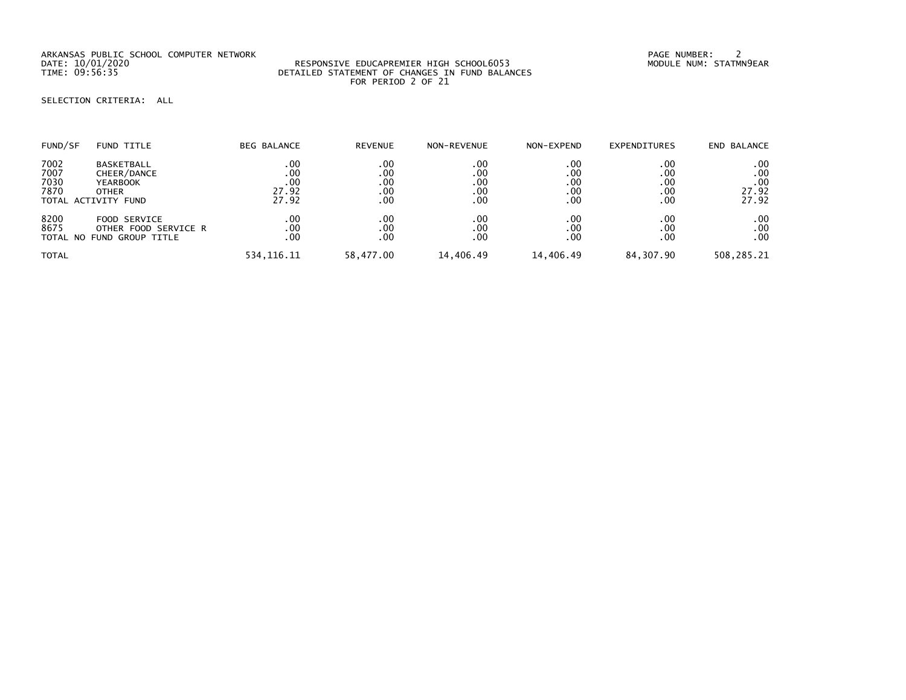ARKANSAS PUBLIC SCHOOL COMPUTER NETWORK
DATE: 10/01/2020
TIME: 09:56:35

RESPONSIVE EDUCAPREMIER HIGH SCHOOL6053
DETAILED STATEMENT OF CHANGES IN FUND BALANCES
FOR PERIOD 2 OF 21

MODULE NUM: STATMN9EAR

SELECTION CRITERIA: ALL

| FUND/SF | FUND TITLE | BEG BALANCE | REVENUE | NON-REVENUE | NON-EXPEND | EXPENDITURES | END BALANCE |
|---|---|---|---|---|---|---|---|
| 7002 | BASKETBALL | .00 | .00 | .00 | .00 | .00 | .00 |
| 7007 | CHEER/DANCE | .00 | .00 | .00 | .00 | .00 | .00 |
| 7030 | YEARBOOK | .00 | .00 | .00 | .00 | .00 | .00 |
| 7870 | OTHER | 27.92 | .00 | .00 | .00 | .00 | 27.92 |
| TOTAL ACTIVITY FUND | | 27.92 | .00 | .00 | .00 | .00 | 27.92 |
| 8200 | FOOD SERVICE | .00 | .00 | .00 | .00 | .00 | .00 |
| 8675 | OTHER FOOD SERVICE R | .00 | .00 | .00 | .00 | .00 | .00 |
| TOTAL NO FUND GROUP TITLE | | .00 | .00 | .00 | .00 | .00 | .00 |
| TOTAL | | 534,116.11 | 58,477.00 | 14,406.49 | 14,406.49 | 84,307.90 | 508,285.21 |